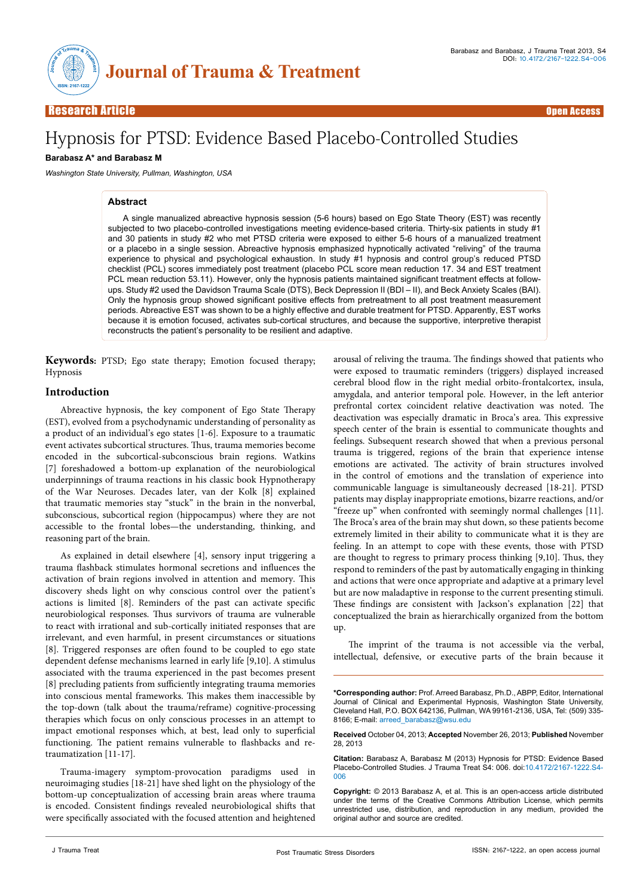Research Article — Open Access

# Hypnosis for PTSD: Evidence Based Placebo-Controlled Studies

**Barabasz A\* and Barabasz M**

*Washington State University, Pullman, Washington, USA*

## Abstract

A single manualized abreactive hypnosis session (5-6 hours) based on Ego State Theory (EST) was recently subjected to two placebo-controlled investigations meeting evidence-based criteria. Thirty-six patients in study #1 and 30 patients in study #2 who met PTSD criteria were exposed to either 5-6 hours of a manualized treatment or a placebo in a single session. Abreactive hypnosis emphasized hypnotically activated "reliving" of the trauma experience to physical and psychological exhaustion. In study #1 hypnosis and control group's reduced PTSD checklist (PCL) scores immediately post treatment (placebo PCL score mean reduction 17. 34 and EST treatment PCL mean reduction 53.11). However, only the hypnosis patients maintained significant treatment effects at follow-ups. Study #2 used the Davidson Trauma Scale (DTS), Beck Depression II (BDI – II), and Beck Anxiety Scales (BAI). Only the hypnosis group showed significant positive effects from pretreatment to all post treatment measurement periods. Abreactive EST was shown to be a highly effective and durable treatment for PTSD. Apparently, EST works because it is emotion focused, activates sub-cortical structures, and because the supportive, interpretive therapist reconstructs the patient's personality to be resilient and adaptive.

**Keywords:** PTSD; Ego state therapy; Emotion focused therapy; Hypnosis

## Introduction

Abreactive hypnosis, the key component of Ego State Therapy (EST), evolved from a psychodynamic understanding of personality as a product of an individual's ego states [1-6]. Exposure to a traumatic event activates subcortical structures. Thus, trauma memories become encoded in the subcortical-subconscious brain regions. Watkins [7] foreshadowed a bottom-up explanation of the neurobiological underpinnings of trauma reactions in his classic book Hypnotherapy of the War Neuroses. Decades later, van der Kolk [8] explained that traumatic memories stay "stuck" in the brain in the nonverbal, subconscious, subcortical region (hippocampus) where they are not accessible to the frontal lobes—the understanding, thinking, and reasoning part of the brain.

As explained in detail elsewhere [4], sensory input triggering a trauma flashback stimulates hormonal secretions and influences the activation of brain regions involved in attention and memory. This discovery sheds light on why conscious control over the patient's actions is limited [8]. Reminders of the past can activate specific neurobiological responses. Thus survivors of trauma are vulnerable to react with irrational and sub-cortically initiated responses that are irrelevant, and even harmful, in present circumstances or situations [8]. Triggered responses are often found to be coupled to ego state dependent defense mechanisms learned in early life [9,10]. A stimulus associated with the trauma experienced in the past becomes present [8] precluding patients from sufficiently integrating trauma memories into conscious mental frameworks. This makes them inaccessible by the top-down (talk about the trauma/reframe) cognitive-processing therapies which focus on only conscious processes in an attempt to impact emotional responses which, at best, lead only to superficial functioning. The patient remains vulnerable to flashbacks and re-traumatization [11-17].

Trauma-imagery symptom-provocation paradigms used in neuroimaging studies [18-21] have shed light on the physiology of the bottom-up conceptualization of accessing brain areas where trauma is encoded. Consistent findings revealed neurobiological shifts that were specifically associated with the focused attention and heightened arousal of reliving the trauma. The findings showed that patients who were exposed to traumatic reminders (triggers) displayed increased cerebral blood flow in the right medial orbito-frontalcortex, insula, amygdala, and anterior temporal pole. However, in the left anterior prefrontal cortex coincident relative deactivation was noted. The deactivation was especially dramatic in Broca's area. This expressive speech center of the brain is essential to communicate thoughts and feelings. Subsequent research showed that when a previous personal trauma is triggered, regions of the brain that experience intense emotions are activated. The activity of brain structures involved in the control of emotions and the translation of experience into communicable language is simultaneously decreased [18-21]. PTSD patients may display inappropriate emotions, bizarre reactions, and/or "freeze up" when confronted with seemingly normal challenges [11]. The Broca's area of the brain may shut down, so these patients become extremely limited in their ability to communicate what it is they are feeling. In an attempt to cope with these events, those with PTSD are thought to regress to primary process thinking [9,10]. Thus, they respond to reminders of the past by automatically engaging in thinking and actions that were once appropriate and adaptive at a primary level but are now maladaptive in response to the current presenting stimuli. These findings are consistent with Jackson's explanation [22] that conceptualized the brain as hierarchically organized from the bottom up.

The imprint of the trauma is not accessible via the verbal, intellectual, defensive, or executive parts of the brain because it

---

**\*Corresponding author:** Prof. Arreed Barabasz, Ph.D., ABPP, Editor, International Journal of Clinical and Experimental Hypnosis, Washington State University, Cleveland Hall, P.O. BOX 642136, Pullman, WA 99161-2136, USA, Tel: (509) 335-8166; E-mail: arreed_barabasz@wsu.edu

**Received** October 04, 2013; **Accepted** November 26, 2013; **Published** November 28, 2013

**Citation:** Barabasz A, Barabasz M (2013) Hypnosis for PTSD: Evidence Based Placebo-Controlled Studies. J Trauma Treat S4: 006. doi:10.4172/2167-1222.S4-006

**Copyright:** © 2013 Barabasz A, et al. This is an open-access article distributed under the terms of the Creative Commons Attribution License, which permits unrestricted use, distribution, and reproduction in any medium, provided the original author and source are credited.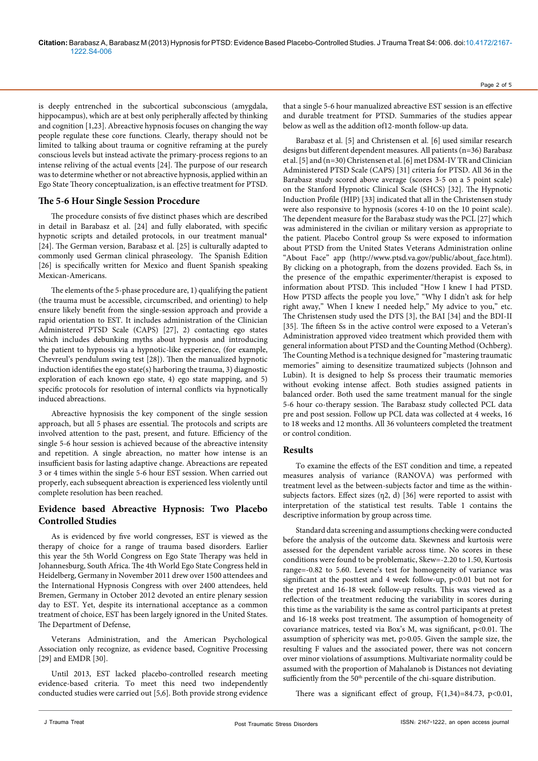is deeply entrenched in the subcortical subconscious (amygdala, hippocampus), which are at best only peripherally affected by thinking and cognition [1,23]. Abreactive hypnosis focuses on changing the way people regulate these core functions. Clearly, therapy should not be limited to talking about trauma or cognitive reframing at the purely conscious levels but instead activate the primary-process regions to an intense reliving of the actual events [24]. The purpose of our research was to determine whether or not abreactive hypnosis, applied within an Ego State Theory conceptualization, is an effective treatment for PTSD.

## The 5-6 Hour Single Session Procedure

The procedure consists of five distinct phases which are described in detail in Barabasz et al. [24] and fully elaborated, with specific hypnotic scripts and detailed protocols, in our treatment manual* [24]. The German version, Barabasz et al. [25] is culturally adapted to commonly used German clinical phraseology. The Spanish Edition [26] is specifically written for Mexico and fluent Spanish speaking Mexican-Americans.

The elements of the 5-phase procedure are, 1) qualifying the patient (the trauma must be accessible, circumscribed, and orienting) to help ensure likely benefit from the single-session approach and provide a rapid orientation to EST. It includes administration of the Clinician Administered PTSD Scale (CAPS) [27], 2) contacting ego states which includes debunking myths about hypnosis and introducing the patient to hypnosis via a hypnotic-like experience, (for example, Chevreul's pendulum swing test [28]). Then the manualized hypnotic induction identifies the ego state(s) harboring the trauma, 3) diagnostic exploration of each known ego state, 4) ego state mapping, and 5) specific protocols for resolution of internal conflicts via hypnotically induced abreactions.

Abreactive hypnosisis the key component of the single session approach, but all 5 phases are essential. The protocols and scripts are involved attention to the past, present, and future. Efficiency of the single 5-6 hour session is achieved because of the abreactive intensity and repetition. A single abreaction, no matter how intense is an insufficient basis for lasting adaptive change. Abreactions are repeated 3 or 4 times within the single 5-6 hour EST session. When carried out properly, each subsequent abreaction is experienced less violently until complete resolution has been reached.

## Evidence based Abreactive Hypnosis: Two Placebo Controlled Studies

As is evidenced by five world congresses, EST is viewed as the therapy of choice for a range of trauma based disorders. Earlier this year the 5th World Congress on Ego State Therapy was held in Johannesburg, South Africa. The 4th World Ego State Congress held in Heidelberg, Germany in November 2011 drew over 1500 attendees and the International Hypnosis Congress with over 2400 attendees, held Bremen, Germany in October 2012 devoted an entire plenary session day to EST. Yet, despite its international acceptance as a common treatment of choice, EST has been largely ignored in the United States. The Department of Defense,

Veterans Administration, and the American Psychological Association only recognize, as evidence based, Cognitive Processing [29] and EMDR [30].

Until 2013, EST lacked placebo-controlled research meeting evidence-based criteria. To meet this need two independently conducted studies were carried out [5,6]. Both provide strong evidence that a single 5-6 hour manualized abreactive EST session is an effective and durable treatment for PTSD. Summaries of the studies appear below as well as the addition of12-month follow-up data.

Barabasz et al. [5] and Christensen et al. [6] used similar research designs but different dependent measures. All patients (n=36) Barabasz et al. [5] and (n=30) Christensen et al. [6] met DSM-IV TR and Clinician Administered PTSD Scale (CAPS) [31] criteria for PTSD. All 36 in the Barabasz study scored above average (scores 3-5 on a 5 point scale) on the Stanford Hypnotic Clinical Scale (SHCS) [32]. The Hypnotic Induction Profile (HIP) [33] indicated that all in the Christensen study were also responsive to hypnosis (scores 4-10 on the 10 point scale). The dependent measure for the Barabasz study was the PCL [27] which was administered in the civilian or military version as appropriate to the patient. Placebo Control group Ss were exposed to information about PTSD from the United States Veterans Administration online "About Face" app (http://www.ptsd.va.gov/public/about_face.html). By clicking on a photograph, from the dozens provided. Each Ss, in the presence of the empathic experimenter/therapist is exposed to information about PTSD. This included "How I knew I had PTSD. How PTSD affects the people you love," "Why I didn't ask for help right away," When I knew I needed help," My advice to you," etc. The Christensen study used the DTS [3], the BAI [34] and the BDI-II [35]. The fifteen Ss in the active control were exposed to a Veteran's Administration approved video treatment which provided them with general information about PTSD and the Counting Method (Ochberg). The Counting Method is a technique designed for "mastering traumatic memories" aiming to desensitize traumatized subjects (Johnson and Lubin). It is designed to help Ss process their traumatic memories without evoking intense affect. Both studies assigned patients in balanced order. Both used the same treatment manual for the single 5-6 hour co-therapy session. The Barabasz study collected PCL data pre and post session. Follow up PCL data was collected at 4 weeks, 16 to 18 weeks and 12 months. All 36 volunteers completed the treatment or control condition.

## Results

To examine the effects of the EST condition and time, a repeated measures analysis of variance (RANOVA) was performed with treatment level as the between-subjects factor and time as the within-subjects factors. Effect sizes ($\eta 2$, d) [36] were reported to assist with interpretation of the statistical test results. Table 1 contains the descriptive information by group across time.

Standard data screening and assumptions checking were conducted before the analysis of the outcome data. Skewness and kurtosis were assessed for the dependent variable across time. No scores in these conditions were found to be problematic, Skew=-2.20 to 1.50, Kurtosis range=-0.82 to 5.60. Levene's test for homogeneity of variance was significant at the posttest and 4 week follow-up, $p<0.01$ but not for the pretest and 16-18 week follow-up results. This was viewed as a reflection of the treatment reducing the variability in scores during this time as the variability is the same as control participants at pretest and 16-18 weeks post treatment. The assumption of homogeneity of covariance matrices, tested via Box's M, was significant, $p<0.01$. The assumption of sphericity was met, $p>0.05$. Given the sample size, the resulting F values and the associated power, there was not concern over minor violations of assumptions. Multivariate normality could be assumed with the proportion of Mahalanob is Distances not deviating sufficiently from the 50th percentile of the chi-square distribution.

There was a significant effect of group, $F(1,34)=84.73$, $p<0.01$,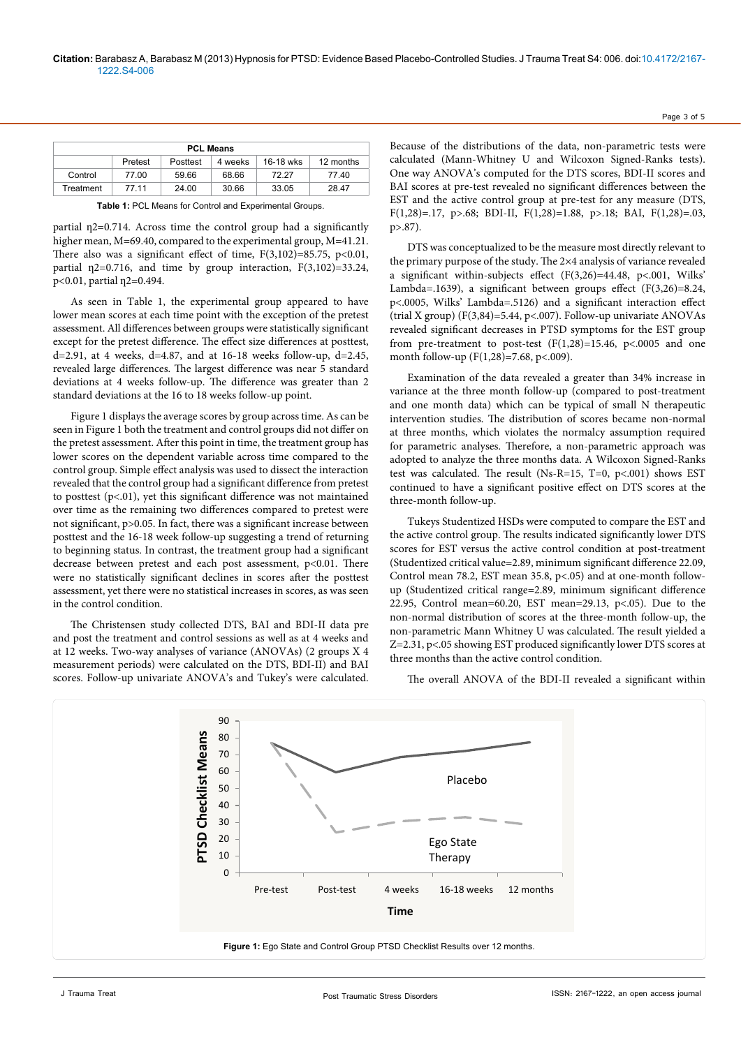| PCL Means | | | | | |
|---|---|---|---|---|---|
| | Pretest | Posttest | 4 weeks | 16-18 wks | 12 months |
| Control | 77.00 | 59.66 | 68.66 | 72.27 | 77.40 |
| Treatment | 77.11 | 24.00 | 30.66 | 33.05 | 28.47 |

**Table 1:** PCL Means for Control and Experimental Groups.

partial $\eta 2=0.714$. Across time the control group had a significantly higher mean, M=69.40, compared to the experimental group, M=41.21. There also was a significant effect of time, $F(3,102)=85.75$, $p<0.01$, partial $\eta 2=0.716$, and time by group interaction, $F(3,102)=33.24$, $p<0.01$, partial $\eta 2=0.494$.

As seen in Table 1, the experimental group appeared to have lower mean scores at each time point with the exception of the pretest assessment. All differences between groups were statistically significant except for the pretest difference. The effect size differences at posttest, d=2.91, at 4 weeks, d=4.87, and at 16-18 weeks follow-up, d=2.45, revealed large differences. The largest difference was near 5 standard deviations at 4 weeks follow-up. The difference was greater than 2 standard deviations at the 16 to 18 weeks follow-up point.

Figure 1 displays the average scores by group across time. As can be seen in Figure 1 both the treatment and control groups did not differ on the pretest assessment. After this point in time, the treatment group has lower scores on the dependent variable across time compared to the control group. Simple effect analysis was used to dissect the interaction revealed that the control group had a significant difference from pretest to posttest ($p<.01$), yet this significant difference was not maintained over time as the remaining two differences compared to pretest were not significant, $p>0.05$. In fact, there was a significant increase between posttest and the 16-18 week follow-up suggesting a trend of returning to beginning status. In contrast, the treatment group had a significant decrease between pretest and each post assessment, $p<0.01$. There were no statistically significant declines in scores after the posttest assessment, yet there were no statistical increases in scores, as was seen in the control condition.

The Christensen study collected DTS, BAI and BDI-II data pre and post the treatment and control sessions as well as at 4 weeks and at 12 weeks. Two-way analyses of variance (ANOVAs) (2 groups X 4 measurement periods) were calculated on the DTS, BDI-II) and BAI scores. Follow-up univariate ANOVA's and Tukey's were calculated. Because of the distributions of the data, non-parametric tests were calculated (Mann-Whitney U and Wilcoxon Signed-Ranks tests). One way ANOVA's computed for the DTS scores, BDI-II scores and BAI scores at pre-test revealed no significant differences between the EST and the active control group at pre-test for any measure (DTS, $F(1,28)=.17$, $p>.68$; BDI-II, $F(1,28)=1.88$, $p>.18$; BAI, $F(1,28)=.03$, $p>.87$).

DTS was conceptualized to be the measure most directly relevant to the primary purpose of the study. The 2×4 analysis of variance revealed a significant within-subjects effect ($F(3,26)=44.48$, $p<.001$, Wilks' Lambda=.1639), a significant between groups effect ($F(3,26)=8.24$, $p<.0005$, Wilks' Lambda=.5126) and a significant interaction effect (trial X group) ($F(3,84)=5.44$, $p<.007$). Follow-up univariate ANOVAs revealed significant decreases in PTSD symptoms for the EST group from pre-treatment to post-test ($F(1,28)=15.46$, $p<.0005$ and one month follow-up ($F(1,28)=7.68$, $p<.009$).

Examination of the data revealed a greater than 34% increase in variance at the three month follow-up (compared to post-treatment and one month data) which can be typical of small N therapeutic intervention studies. The distribution of scores became non-normal at three months, which violates the normalcy assumption required for parametric analyses. Therefore, a non-parametric approach was adopted to analyze the three months data. A Wilcoxon Signed-Ranks test was calculated. The result (Ns-R=15, T=0, $p<.001$) shows EST continued to have a significant positive effect on DTS scores at the three-month follow-up.

Tukeys Studentized HSDs were computed to compare the EST and the active control group. The results indicated significantly lower DTS scores for EST versus the active control condition at post-treatment (Studentized critical value=2.89, minimum significant difference 22.09, Control mean 78.2, EST mean 35.8, $p<.05$) and at one-month follow-up (Studentized critical range=2.89, minimum significant difference 22.95, Control mean=60.20, EST mean=29.13, $p<.05$). Due to the non-normal distribution of scores at the three-month follow-up, the non-parametric Mann Whitney U was calculated. The result yielded a $Z=2.31$, $p<.05$ showing EST produced significantly lower DTS scores at three months than the active control condition.

The overall ANOVA of the BDI-II revealed a significant within

**Figure 1:** Ego State and Control Group PTSD Checklist Results over 12 months.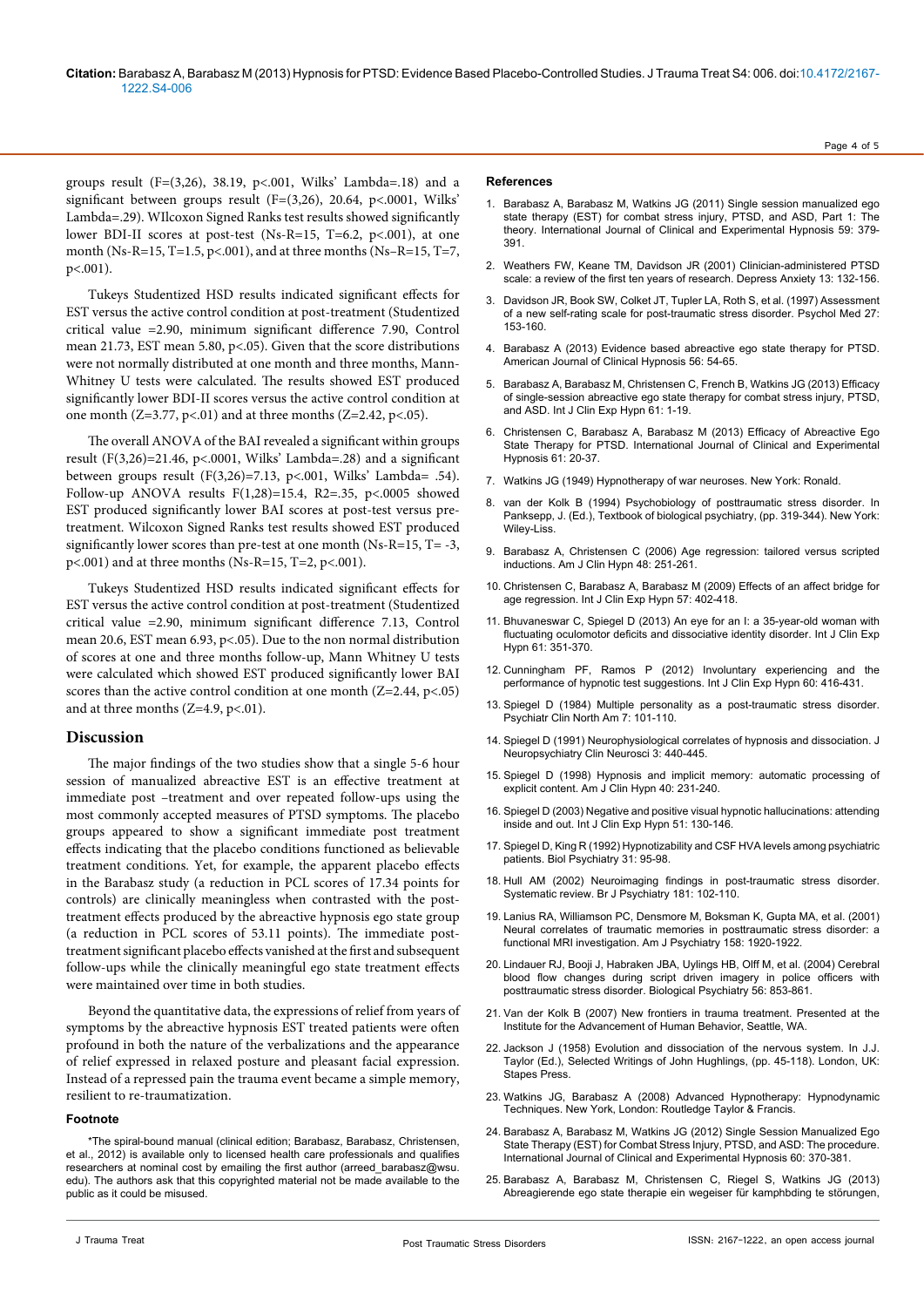groups result (F=(3,26), 38.19, $p<.001$, Wilks' Lambda=.18) and a significant between groups result (F=(3,26), 20.64, $p<.0001$, Wilks' Lambda=.29). WIlcoxon Signed Ranks test results showed significantly lower BDI-II scores at post-test (Ns-R=15, T=6.2, $p<.001$), at one month (Ns-R=15, T=1.5, $p<.001$), and at three months (Ns–R=15, T=7, $p<.001$).

Tukeys Studentized HSD results indicated significant effects for EST versus the active control condition at post-treatment (Studentized critical value =2.90, minimum significant difference 7.90, Control mean 21.73, EST mean 5.80, $p<.05$). Given that the score distributions were not normally distributed at one month and three months, Mann-Whitney U tests were calculated. The results showed EST produced significantly lower BDI-II scores versus the active control condition at one month (Z=3.77, $p<.01$) and at three months (Z=2.42, $p<.05$).

The overall ANOVA of the BAI revealed a significant within groups result ($F(3,26)$=21.46, $p<.0001$, Wilks' Lambda=.28) and a significant between groups result ($F(3,26)$=7.13, $p<.001$, Wilks' Lambda= .54). Follow-up ANOVA results $F(1,28)$=15.4, R2=.35, $p<.0005$ showed EST produced significantly lower BAI scores at post-test versus pre-treatment. Wilcoxon Signed Ranks test results showed EST produced significantly lower scores than pre-test at one month (Ns-R=15, T= -3, $p<.001$) and at three months (Ns-R=15, T=2, $p<.001$).

Tukeys Studentized HSD results indicated significant effects for EST versus the active control condition at post-treatment (Studentized critical value =2.90, minimum significant difference 7.13, Control mean 20.6, EST mean 6.93, $p<.05$). Due to the non normal distribution of scores at one and three months follow-up, Mann Whitney U tests were calculated which showed EST produced significantly lower BAI scores than the active control condition at one month (Z=2.44, $p<.05$) and at three months (Z=4.9, $p<.01$).

## Discussion

The major findings of the two studies show that a single 5-6 hour session of manualized abreactive EST is an effective treatment at immediate post –treatment and over repeated follow-ups using the most commonly accepted measures of PTSD symptoms. The placebo groups appeared to show a significant immediate post treatment effects indicating that the placebo conditions functioned as believable treatment conditions. Yet, for example, the apparent placebo effects in the Barabasz study (a reduction in PCL scores of 17.34 points for controls) are clinically meaningless when contrasted with the post-treatment effects produced by the abreactive hypnosis ego state group (a reduction in PCL scores of 53.11 points). The immediate post-treatment significant placebo effects vanished at the first and subsequent follow-ups while the clinically meaningful ego state treatment effects were maintained over time in both studies.

Beyond the quantitative data, the expressions of relief from years of symptoms by the abreactive hypnosis EST treated patients were often profound in both the nature of the verbalizations and the appearance of relief expressed in relaxed posture and pleasant facial expression. Instead of a repressed pain the trauma event became a simple memory, resilient to re-traumatization.

### Footnote

*The spiral-bound manual (clinical edition; Barabasz, Barabasz, Christensen, et al., 2012) is available only to licensed health care professionals and qualifies researchers at nominal cost by emailing the first author (arreed_barabasz@wsu.edu). The authors ask that this copyrighted material not be made available to the public as it could be misused.

### References

1. Barabasz A, Barabasz M, Watkins JG (2011) Single session manualized ego state therapy (EST) for combat stress injury, PTSD, and ASD, Part 1: The theory. International Journal of Clinical and Experimental Hypnosis 59: 379-391.
2. Weathers FW, Keane TM, Davidson JR (2001) Clinician-administered PTSD scale: a review of the first ten years of research. Depress Anxiety 13: 132-156.
3. Davidson JR, Book SW, Colket JT, Tupler LA, Roth S, et al. (1997) Assessment of a new self-rating scale for post-traumatic stress disorder. Psychol Med 27: 153-160.
4. Barabasz A (2013) Evidence based abreactive ego state therapy for PTSD. American Journal of Clinical Hypnosis 56: 54-65.
5. Barabasz A, Barabasz M, Christensen C, French B, Watkins JG (2013) Efficacy of single-session abreactive ego state therapy for combat stress injury, PTSD, and ASD. Int J Clin Exp Hypn 61: 1-19.
6. Christensen C, Barabasz A, Barabasz M (2013) Efficacy of Abreactive Ego State Therapy for PTSD. International Journal of Clinical and Experimental Hypnosis 61: 20-37.
7. Watkins JG (1949) Hypnotherapy of war neuroses. New York: Ronald.
8. van der Kolk B (1994) Psychobiology of posttraumatic stress disorder. In Panksepp, J. (Ed.), Textbook of biological psychiatry, (pp. 319-344). New York: Wiley-Liss.
9. Barabasz A, Christensen C (2006) Age regression: tailored versus scripted inductions. Am J Clin Hypn 48: 251-261.
10. Christensen C, Barabasz A, Barabasz M (2009) Effects of an affect bridge for age regression. Int J Clin Exp Hypn 57: 402-418.
11. Bhuvaneswar C, Spiegel D (2013) An eye for an I: a 35-year-old woman with fluctuating oculomotor deficits and dissociative identity disorder. Int J Clin Exp Hypn 61: 351-370.
12. Cunningham PF, Ramos P (2012) Involuntary experiencing and the performance of hypnotic test suggestions. Int J Clin Exp Hypn 60: 416-431.
13. Spiegel D (1984) Multiple personality as a post-traumatic stress disorder. Psychiatr Clin North Am 7: 101-110.
14. Spiegel D (1991) Neurophysiological correlates of hypnosis and dissociation. J Neuropsychiatry Clin Neurosci 3: 440-445.
15. Spiegel D (1998) Hypnosis and implicit memory: automatic processing of explicit content. Am J Clin Hypn 40: 231-240.
16. Spiegel D (2003) Negative and positive visual hypnotic hallucinations: attending inside and out. Int J Clin Exp Hypn 51: 130-146.
17. Spiegel D, King R (1992) Hypnotizability and CSF HVA levels among psychiatric patients. Biol Psychiatry 31: 95-98.
18. Hull AM (2002) Neuroimaging findings in post-traumatic stress disorder. Systematic review. Br J Psychiatry 181: 102-110.
19. Lanius RA, Williamson PC, Densmore M, Boksman K, Gupta MA, et al. (2001) Neural correlates of traumatic memories in posttraumatic stress disorder: a functional MRI investigation. Am J Psychiatry 158: 1920-1922.
20. Lindauer RJ, Booji J, Habraken JBA, Uylings HB, Olff M, et al. (2004) Cerebral blood flow changes during script driven imagery in police officers with posttraumatic stress disorder. Biological Psychiatry 56: 853-861.
21. Van der Kolk B (2007) New frontiers in trauma treatment. Presented at the Institute for the Advancement of Human Behavior, Seattle, WA.
22. Jackson J (1958) Evolution and dissociation of the nervous system. In J.J. Taylor (Ed.), Selected Writings of John Hughlings, (pp. 45-118). London, UK: Stapes Press.
23. Watkins JG, Barabasz A (2008) Advanced Hypnotherapy: Hypnodynamic Techniques. New York, London: Routledge Taylor & Francis.
24. Barabasz A, Barabasz M, Watkins JG (2012) Single Session Manualized Ego State Therapy (EST) for Combat Stress Injury, PTSD, and ASD: The procedure. International Journal of Clinical and Experimental Hypnosis 60: 370-381.
25. Barabasz A, Barabasz M, Christensen C, Riegel S, Watkins JG (2013) Abreagierende ego state therapie ein wegeiser für kamphbding te störungen,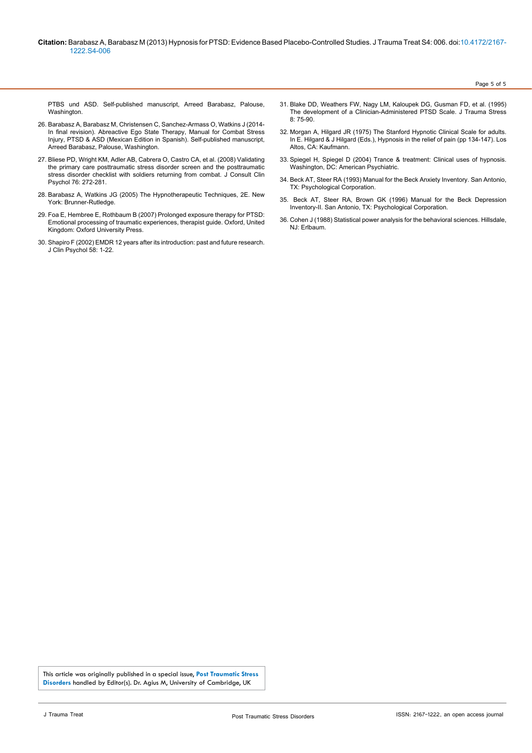PTBS und ASD. Self-published manuscript, Arreed Barabasz, Palouse, Washington.

26. Barabasz A, Barabasz M, Christensen C, Sanchez-Armass O, Watkins J (2014-In final revision). Abreactive Ego State Therapy, Manual for Combat Stress Injury, PTSD & ASD (Mexican Edition in Spanish). Self-published manuscript, Arreed Barabasz, Palouse, Washington.
27. Bliese PD, Wright KM, Adler AB, Cabrera O, Castro CA, et al. (2008) Validating the primary care posttraumatic stress disorder screen and the posttraumatic stress disorder checklist with soldiers returning from combat. J Consult Clin Psychol 76: 272-281.
28. Barabasz A, Watkins JG (2005) The Hypnotherapeutic Techniques, 2E. New York: Brunner-Rutledge.
29. Foa E, Hembree E, Rothbaum B (2007) Prolonged exposure therapy for PTSD: Emotional processing of traumatic experiences, therapist guide. Oxford, United Kingdom: Oxford University Press.
30. Shapiro F (2002) EMDR 12 years after its introduction: past and future research. J Clin Psychol 58: 1-22.
31. Blake DD, Weathers FW, Nagy LM, Kaloupek DG, Gusman FD, et al. (1995) The development of a Clinician-Administered PTSD Scale. J Trauma Stress 8: 75-90.
32. Morgan A, Hilgard JR (1975) The Stanford Hypnotic Clinical Scale for adults. In E. Hilgard & J Hilgard (Eds.), Hypnosis in the relief of pain (pp 134-147). Los Altos, CA: Kaufmann.
33. Spiegel H, Spiegel D (2004) Trance & treatment: Clinical uses of hypnosis. Washington, DC: American Psychiatric.
34. Beck AT, Steer RA (1993) Manual for the Beck Anxiety Inventory. San Antonio, TX: Psychological Corporation.
35. Beck AT, Steer RA, Brown GK (1996) Manual for the Beck Depression Inventory-II. San Antonio, TX: Psychological Corporation.
36. Cohen J (1988) Statistical power analysis for the behavioral sciences. Hillsdale, NJ: Erlbaum.

This article was originally published in a special issue, **Post Traumatic Stress Disorders** handled by Editor(s). Dr. Agius M, University of Cambridge, UK